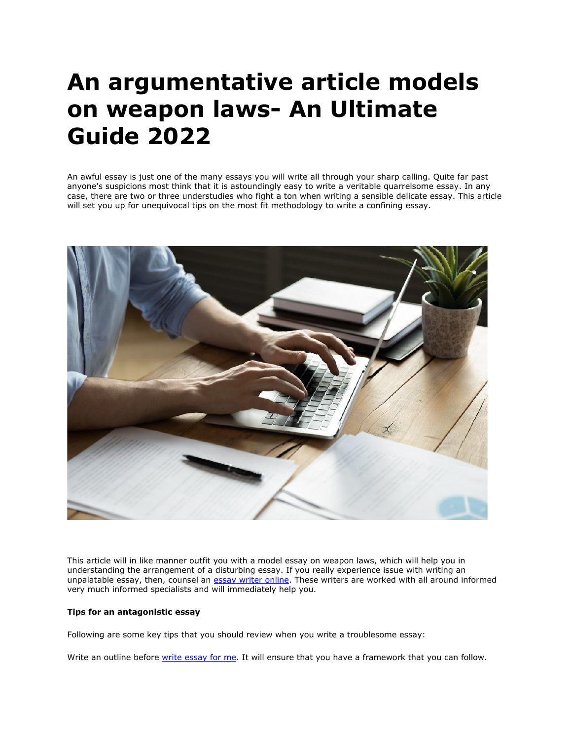# An argumentative article models on weapon laws- An Ultimate Guide 2022

An awful essay is just one of the many essays you will write all through your sharp calling. Quite far past anyone's suspicions most think that it is astoundingly easy to write a veritable quarrelsome essay. In any case, there are two or three understudies who fight a ton when writing a sensible delicate essay. This article will set you up for unequivocal tips on the most fit methodology to write a confining essay.

This article will in like manner outfit you with a model essay on weapon laws, which will help you in understanding the arrangement of a disturbing essay. If you really experience issue with writing an unpalatable essay, then, counsel an essay writer online. These writers are worked with all around informed very much informed specialists and will immediately help you.

**Tips for an antagonistic essay**

Following are some key tips that you should review when you write a troublesome essay:

Write an outline before write essay for me. It will ensure that you have a framework that you can follow.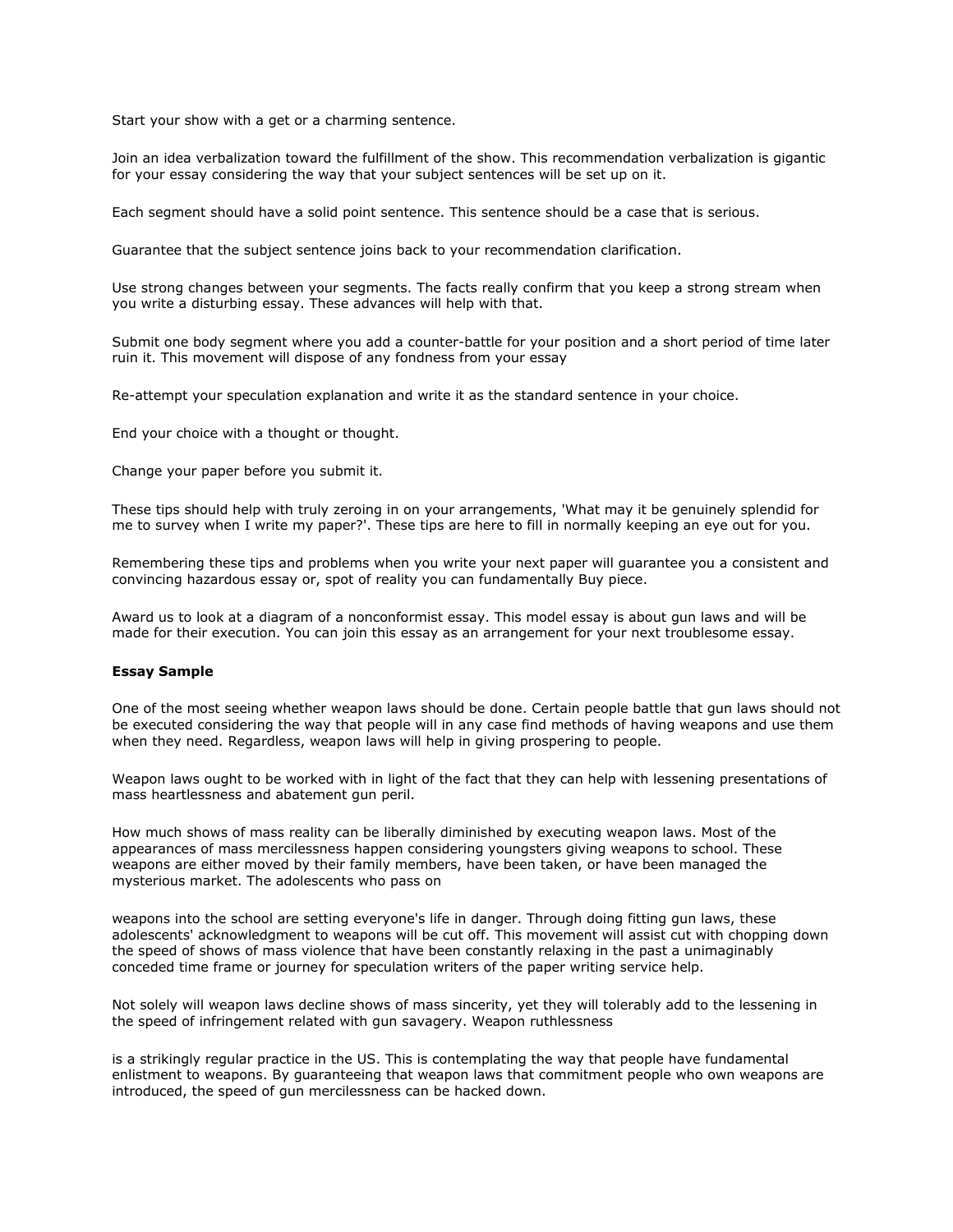Start your show with a get or a charming sentence.

Join an idea verbalization toward the fulfillment of the show. This recommendation verbalization is gigantic for your essay considering the way that your subject sentences will be set up on it.

Each segment should have a solid point sentence. This sentence should be a case that is serious.

Guarantee that the subject sentence joins back to your recommendation clarification.

Use strong changes between your segments. The facts really confirm that you keep a strong stream when you write a disturbing essay. These advances will help with that.

Submit one body segment where you add a counter-battle for your position and a short period of time later ruin it. This movement will dispose of any fondness from your essay

Re-attempt your speculation explanation and write it as the standard sentence in your choice.

End your choice with a thought or thought.

Change your paper before you submit it.

These tips should help with truly zeroing in on your arrangements, 'What may it be genuinely splendid for me to survey when I write my paper?'. These tips are here to fill in normally keeping an eye out for you.

Remembering these tips and problems when you write your next paper will guarantee you a consistent and convincing hazardous essay or, spot of reality you can fundamentally Buy piece.

Award us to look at a diagram of a nonconformist essay. This model essay is about gun laws and will be made for their execution. You can join this essay as an arrangement for your next troublesome essay.

**Essay Sample**

One of the most seeing whether weapon laws should be done. Certain people battle that gun laws should not be executed considering the way that people will in any case find methods of having weapons and use them when they need. Regardless, weapon laws will help in giving prospering to people.

Weapon laws ought to be worked with in light of the fact that they can help with lessening presentations of mass heartlessness and abatement gun peril.

How much shows of mass reality can be liberally diminished by executing weapon laws. Most of the appearances of mass mercilessness happen considering youngsters giving weapons to school. These weapons are either moved by their family members, have been taken, or have been managed the mysterious market. The adolescents who pass on

weapons into the school are setting everyone's life in danger. Through doing fitting gun laws, these adolescents' acknowledgment to weapons will be cut off. This movement will assist cut with chopping down the speed of shows of mass violence that have been constantly relaxing in the past a unimaginably conceded time frame or journey for speculation writers of the paper writing service help.

Not solely will weapon laws decline shows of mass sincerity, yet they will tolerably add to the lessening in the speed of infringement related with gun savagery. Weapon ruthlessness

is a strikingly regular practice in the US. This is contemplating the way that people have fundamental enlistment to weapons. By guaranteeing that weapon laws that commitment people who own weapons are introduced, the speed of gun mercilessness can be hacked down.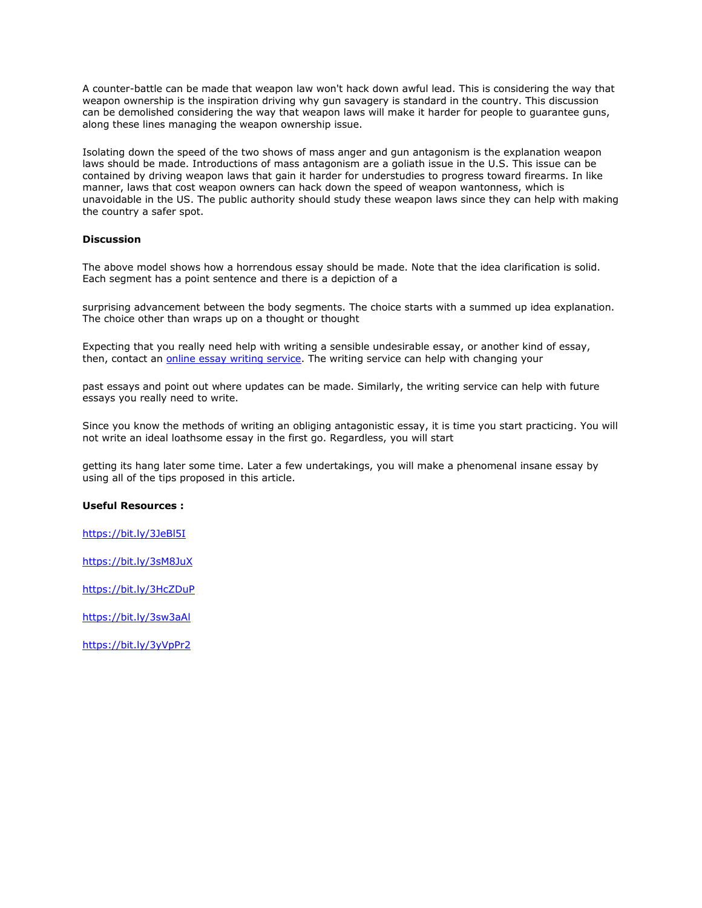A counter-battle can be made that weapon law won't hack down awful lead. This is considering the way that weapon ownership is the inspiration driving why gun savagery is standard in the country. This discussion can be demolished considering the way that weapon laws will make it harder for people to guarantee guns, along these lines managing the weapon ownership issue.

Isolating down the speed of the two shows of mass anger and gun antagonism is the explanation weapon laws should be made. Introductions of mass antagonism are a goliath issue in the U.S. This issue can be contained by driving weapon laws that gain it harder for understudies to progress toward firearms. In like manner, laws that cost weapon owners can hack down the speed of weapon wantonness, which is unavoidable in the US. The public authority should study these weapon laws since they can help with making the country a safer spot.

**Discussion**

The above model shows how a horrendous essay should be made. Note that the idea clarification is solid. Each segment has a point sentence and there is a depiction of a

surprising advancement between the body segments. The choice starts with a summed up idea explanation. The choice other than wraps up on a thought or thought

Expecting that you really need help with writing a sensible undesirable essay, or another kind of essay, then, contact an [online essay writing service](). The writing service can help with changing your

past essays and point out where updates can be made. Similarly, the writing service can help with future essays you really need to write.

Since you know the methods of writing an obliging antagonistic essay, it is time you start practicing. You will not write an ideal loathsome essay in the first go. Regardless, you will start

getting its hang later some time. Later a few undertakings, you will make a phenomenal insane essay by using all of the tips proposed in this article.

**Useful Resources :**

https://bit.ly/3JeBl5I

https://bit.ly/3sM8JuX

https://bit.ly/3HcZDuP

https://bit.ly/3sw3aAl

https://bit.ly/3yVpPr2